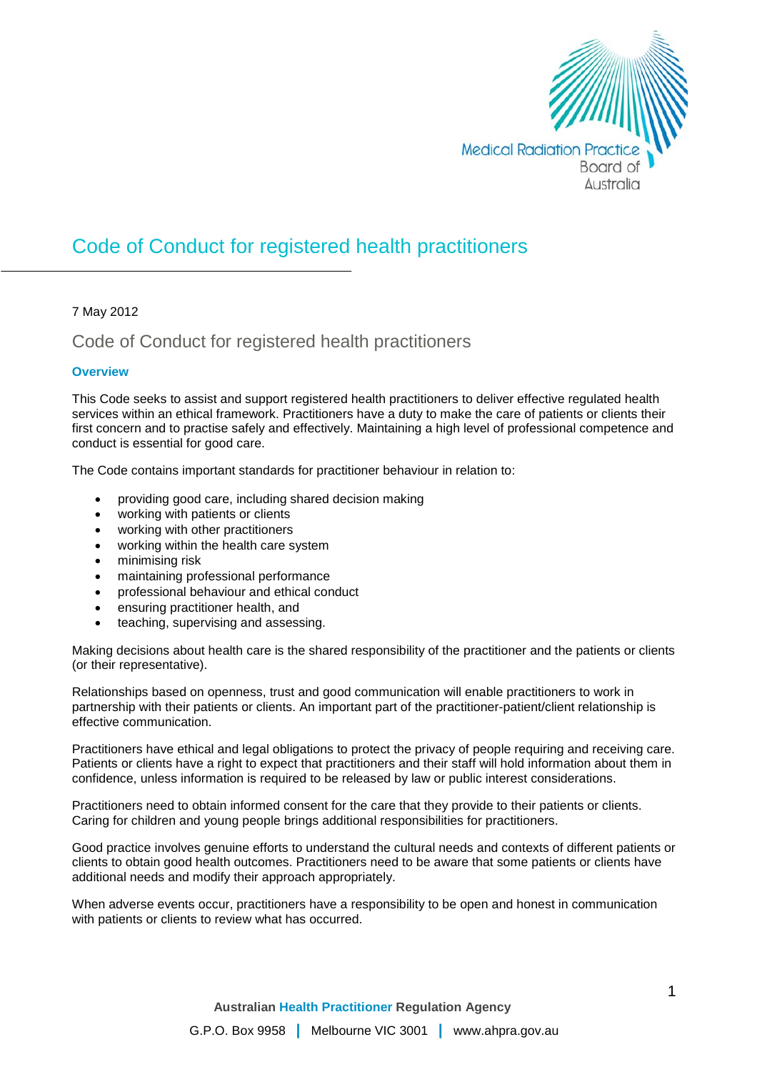Medical Radiation Practice Board of Australia

# Code of Conduct for registered health practitioners

7 May 2012

## Code of Conduct for registered health practitioners

### Overview

This Code seeks to assist and support registered health practitioners to deliver effective regulated health services within an ethical framework. Practitioners have a duty to make the care of patients or clients their first concern and to practise safely and effectively. Maintaining a high level of professional competence and conduct is essential for good care.

The Code contains important standards for practitioner behaviour in relation to:

- providing good care, including shared decision making
- working with patients or clients
- working with other practitioners
- working within the health care system
- minimising risk
- maintaining professional performance
- professional behaviour and ethical conduct
- ensuring practitioner health, and
- teaching, supervising and assessing.

Making decisions about health care is the shared responsibility of the practitioner and the patients or clients (or their representative).

Relationships based on openness, trust and good communication will enable practitioners to work in partnership with their patients or clients. An important part of the practitioner-patient/client relationship is effective communication.

Practitioners have ethical and legal obligations to protect the privacy of people requiring and receiving care. Patients or clients have a right to expect that practitioners and their staff will hold information about them in confidence, unless information is required to be released by law or public interest considerations.

Practitioners need to obtain informed consent for the care that they provide to their patients or clients. Caring for children and young people brings additional responsibilities for practitioners.

Good practice involves genuine efforts to understand the cultural needs and contexts of different patients or clients to obtain good health outcomes. Practitioners need to be aware that some patients or clients have additional needs and modify their approach appropriately.

When adverse events occur, practitioners have a responsibility to be open and honest in communication with patients or clients to review what has occurred.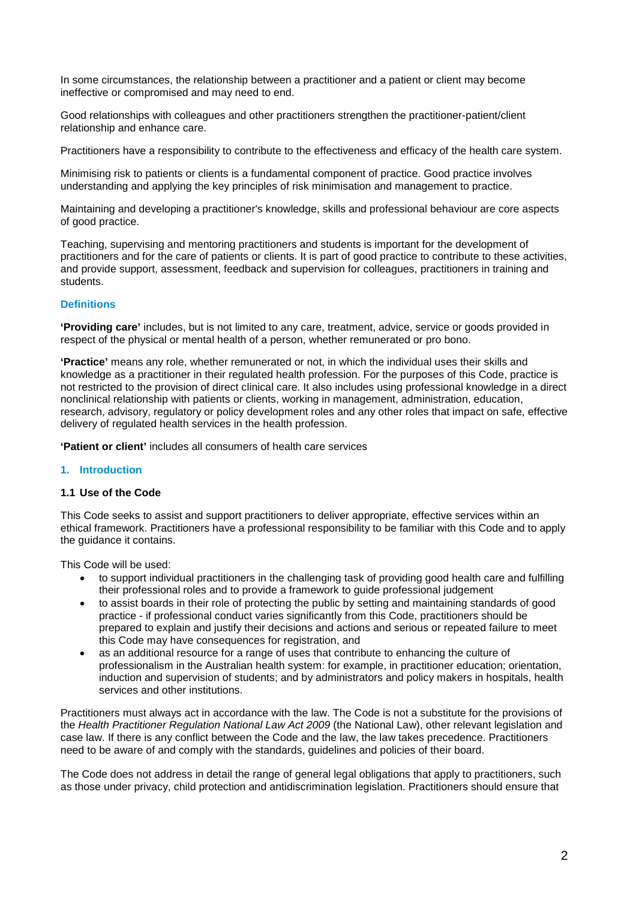In some circumstances, the relationship between a practitioner and a patient or client may become ineffective or compromised and may need to end.

Good relationships with colleagues and other practitioners strengthen the practitioner-patient/client relationship and enhance care.

Practitioners have a responsibility to contribute to the effectiveness and efficacy of the health care system.

Minimising risk to patients or clients is a fundamental component of practice. Good practice involves understanding and applying the key principles of risk minimisation and management to practice.

Maintaining and developing a practitioner's knowledge, skills and professional behaviour are core aspects of good practice.

Teaching, supervising and mentoring practitioners and students is important for the development of practitioners and for the care of patients or clients. It is part of good practice to contribute to these activities, and provide support, assessment, feedback and supervision for colleagues, practitioners in training and students.

### Definitions

**'Providing care'** includes, but is not limited to any care, treatment, advice, service or goods provided in respect of the physical or mental health of a person, whether remunerated or pro bono.

**'Practice'** means any role, whether remunerated or not, in which the individual uses their skills and knowledge as a practitioner in their regulated health profession. For the purposes of this Code, practice is not restricted to the provision of direct clinical care. It also includes using professional knowledge in a direct nonclinical relationship with patients or clients, working in management, administration, education, research, advisory, regulatory or policy development roles and any other roles that impact on safe, effective delivery of regulated health services in the health profession.

**'Patient or client'** includes all consumers of health care services

## 1. Introduction

### 1.1 Use of the Code

This Code seeks to assist and support practitioners to deliver appropriate, effective services within an ethical framework. Practitioners have a professional responsibility to be familiar with this Code and to apply the guidance it contains.

This Code will be used:

- to support individual practitioners in the challenging task of providing good health care and fulfilling their professional roles and to provide a framework to guide professional judgement
- to assist boards in their role of protecting the public by setting and maintaining standards of good practice - if professional conduct varies significantly from this Code, practitioners should be prepared to explain and justify their decisions and actions and serious or repeated failure to meet this Code may have consequences for registration, and
- as an additional resource for a range of uses that contribute to enhancing the culture of professionalism in the Australian health system: for example, in practitioner education; orientation, induction and supervision of students; and by administrators and policy makers in hospitals, health services and other institutions.

Practitioners must always act in accordance with the law. The Code is not a substitute for the provisions of the *Health Practitioner Regulation National Law Act 2009* (the National Law), other relevant legislation and case law. If there is any conflict between the Code and the law, the law takes precedence. Practitioners need to be aware of and comply with the standards, guidelines and policies of their board.

The Code does not address in detail the range of general legal obligations that apply to practitioners, such as those under privacy, child protection and antidiscrimination legislation. Practitioners should ensure that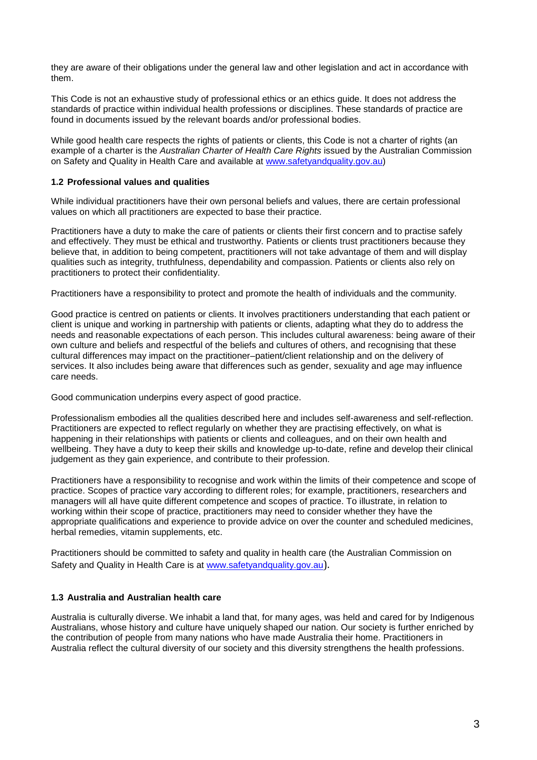they are aware of their obligations under the general law and other legislation and act in accordance with them.

This Code is not an exhaustive study of professional ethics or an ethics guide. It does not address the standards of practice within individual health professions or disciplines. These standards of practice are found in documents issued by the relevant boards and/or professional bodies.

While good health care respects the rights of patients or clients, this Code is not a charter of rights (an example of a charter is the *Australian Charter of Health Care Rights* issued by the Australian Commission on Safety and Quality in Health Care and available at www.safetyandquality.gov.au)

### 1.2 Professional values and qualities

While individual practitioners have their own personal beliefs and values, there are certain professional values on which all practitioners are expected to base their practice.

Practitioners have a duty to make the care of patients or clients their first concern and to practise safely and effectively. They must be ethical and trustworthy. Patients or clients trust practitioners because they believe that, in addition to being competent, practitioners will not take advantage of them and will display qualities such as integrity, truthfulness, dependability and compassion. Patients or clients also rely on practitioners to protect their confidentiality.

Practitioners have a responsibility to protect and promote the health of individuals and the community.

Good practice is centred on patients or clients. It involves practitioners understanding that each patient or client is unique and working in partnership with patients or clients, adapting what they do to address the needs and reasonable expectations of each person. This includes cultural awareness: being aware of their own culture and beliefs and respectful of the beliefs and cultures of others, and recognising that these cultural differences may impact on the practitioner–patient/client relationship and on the delivery of services. It also includes being aware that differences such as gender, sexuality and age may influence care needs.

Good communication underpins every aspect of good practice.

Professionalism embodies all the qualities described here and includes self-awareness and self-reflection. Practitioners are expected to reflect regularly on whether they are practising effectively, on what is happening in their relationships with patients or clients and colleagues, and on their own health and wellbeing. They have a duty to keep their skills and knowledge up-to-date, refine and develop their clinical judgement as they gain experience, and contribute to their profession.

Practitioners have a responsibility to recognise and work within the limits of their competence and scope of practice. Scopes of practice vary according to different roles; for example, practitioners, researchers and managers will all have quite different competence and scopes of practice. To illustrate, in relation to working within their scope of practice, practitioners may need to consider whether they have the appropriate qualifications and experience to provide advice on over the counter and scheduled medicines, herbal remedies, vitamin supplements, etc.

Practitioners should be committed to safety and quality in health care (the Australian Commission on Safety and Quality in Health Care is at www.safetyandquality.gov.au).

### 1.3 Australia and Australian health care

Australia is culturally diverse. We inhabit a land that, for many ages, was held and cared for by Indigenous Australians, whose history and culture have uniquely shaped our nation. Our society is further enriched by the contribution of people from many nations who have made Australia their home. Practitioners in Australia reflect the cultural diversity of our society and this diversity strengthens the health professions.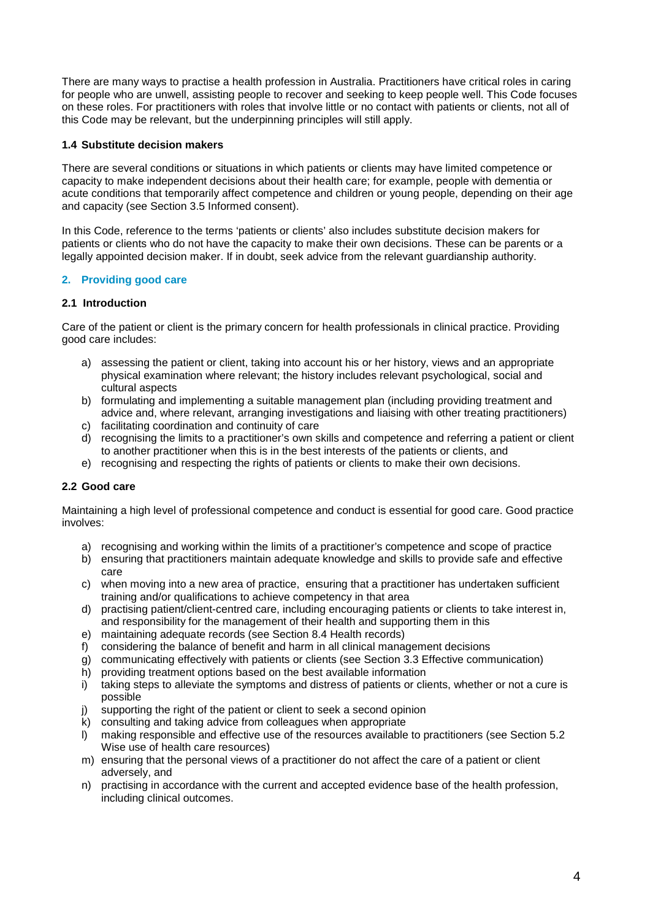There are many ways to practise a health profession in Australia. Practitioners have critical roles in caring for people who are unwell, assisting people to recover and seeking to keep people well. This Code focuses on these roles. For practitioners with roles that involve little or no contact with patients or clients, not all of this Code may be relevant, but the underpinning principles will still apply.

### 1.4 Substitute decision makers

There are several conditions or situations in which patients or clients may have limited competence or capacity to make independent decisions about their health care; for example, people with dementia or acute conditions that temporarily affect competence and children or young people, depending on their age and capacity (see Section 3.5 Informed consent).

In this Code, reference to the terms 'patients or clients' also includes substitute decision makers for patients or clients who do not have the capacity to make their own decisions. These can be parents or a legally appointed decision maker. If in doubt, seek advice from the relevant guardianship authority.

## 2. Providing good care

### 2.1 Introduction

Care of the patient or client is the primary concern for health professionals in clinical practice. Providing good care includes:

a) assessing the patient or client, taking into account his or her history, views and an appropriate physical examination where relevant; the history includes relevant psychological, social and cultural aspects
b) formulating and implementing a suitable management plan (including providing treatment and advice and, where relevant, arranging investigations and liaising with other treating practitioners)
c) facilitating coordination and continuity of care
d) recognising the limits to a practitioner's own skills and competence and referring a patient or client to another practitioner when this is in the best interests of the patients or clients, and
e) recognising and respecting the rights of patients or clients to make their own decisions.

### 2.2 Good care

Maintaining a high level of professional competence and conduct is essential for good care. Good practice involves:

a) recognising and working within the limits of a practitioner's competence and scope of practice
b) ensuring that practitioners maintain adequate knowledge and skills to provide safe and effective care
c) when moving into a new area of practice, ensuring that a practitioner has undertaken sufficient training and/or qualifications to achieve competency in that area
d) practising patient/client-centred care, including encouraging patients or clients to take interest in, and responsibility for the management of their health and supporting them in this
e) maintaining adequate records (see Section 8.4 Health records)
f) considering the balance of benefit and harm in all clinical management decisions
g) communicating effectively with patients or clients (see Section 3.3 Effective communication)
h) providing treatment options based on the best available information
i) taking steps to alleviate the symptoms and distress of patients or clients, whether or not a cure is possible
j) supporting the right of the patient or client to seek a second opinion
k) consulting and taking advice from colleagues when appropriate
l) making responsible and effective use of the resources available to practitioners (see Section 5.2 Wise use of health care resources)
m) ensuring that the personal views of a practitioner do not affect the care of a patient or client adversely, and
n) practising in accordance with the current and accepted evidence base of the health profession, including clinical outcomes.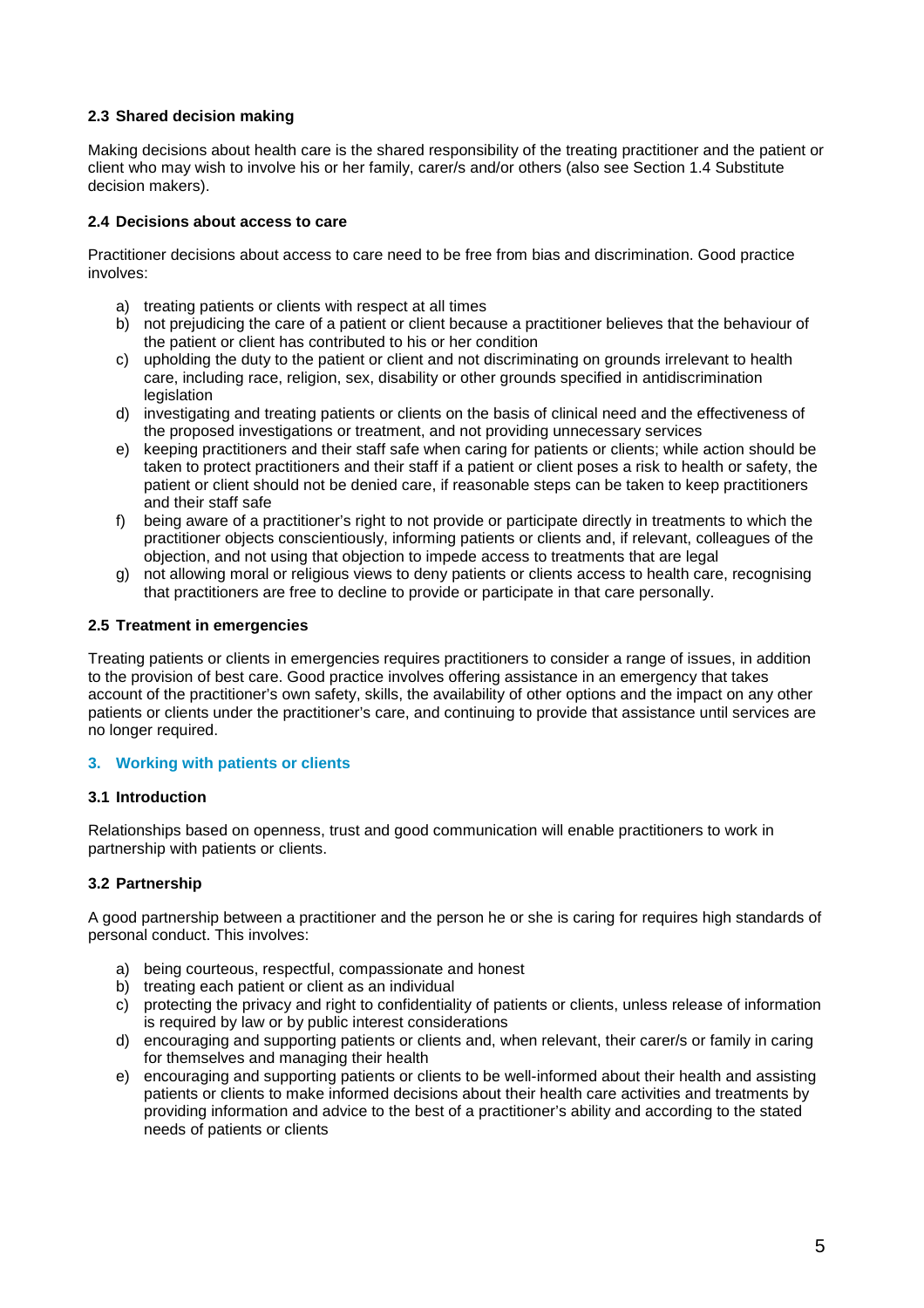### 2.3 Shared decision making

Making decisions about health care is the shared responsibility of the treating practitioner and the patient or client who may wish to involve his or her family, carer/s and/or others (also see Section 1.4 Substitute decision makers).

### 2.4 Decisions about access to care

Practitioner decisions about access to care need to be free from bias and discrimination. Good practice involves:

a) treating patients or clients with respect at all times
b) not prejudicing the care of a patient or client because a practitioner believes that the behaviour of the patient or client has contributed to his or her condition
c) upholding the duty to the patient or client and not discriminating on grounds irrelevant to health care, including race, religion, sex, disability or other grounds specified in antidiscrimination legislation
d) investigating and treating patients or clients on the basis of clinical need and the effectiveness of the proposed investigations or treatment, and not providing unnecessary services
e) keeping practitioners and their staff safe when caring for patients or clients; while action should be taken to protect practitioners and their staff if a patient or client poses a risk to health or safety, the patient or client should not be denied care, if reasonable steps can be taken to keep practitioners and their staff safe
f) being aware of a practitioner's right to not provide or participate directly in treatments to which the practitioner objects conscientiously, informing patients or clients and, if relevant, colleagues of the objection, and not using that objection to impede access to treatments that are legal
g) not allowing moral or religious views to deny patients or clients access to health care, recognising that practitioners are free to decline to provide or participate in that care personally.

### 2.5 Treatment in emergencies

Treating patients or clients in emergencies requires practitioners to consider a range of issues, in addition to the provision of best care. Good practice involves offering assistance in an emergency that takes account of the practitioner's own safety, skills, the availability of other options and the impact on any other patients or clients under the practitioner's care, and continuing to provide that assistance until services are no longer required.

## 3. Working with patients or clients

### 3.1 Introduction

Relationships based on openness, trust and good communication will enable practitioners to work in partnership with patients or clients.

### 3.2 Partnership

A good partnership between a practitioner and the person he or she is caring for requires high standards of personal conduct. This involves:

a) being courteous, respectful, compassionate and honest
b) treating each patient or client as an individual
c) protecting the privacy and right to confidentiality of patients or clients, unless release of information is required by law or by public interest considerations
d) encouraging and supporting patients or clients and, when relevant, their carer/s or family in caring for themselves and managing their health
e) encouraging and supporting patients or clients to be well-informed about their health and assisting patients or clients to make informed decisions about their health care activities and treatments by providing information and advice to the best of a practitioner's ability and according to the stated needs of patients or clients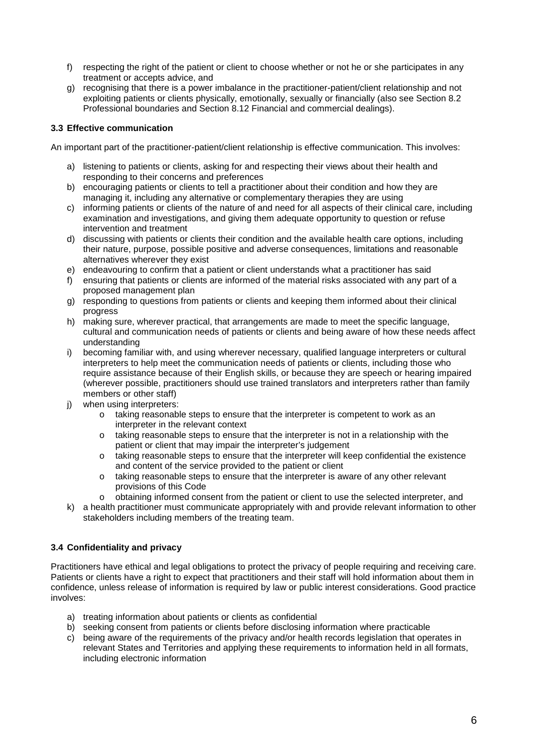f) respecting the right of the patient or client to choose whether or not he or she participates in any treatment or accepts advice, and
g) recognising that there is a power imbalance in the practitioner-patient/client relationship and not exploiting patients or clients physically, emotionally, sexually or financially (also see Section 8.2 Professional boundaries and Section 8.12 Financial and commercial dealings).

### 3.3 Effective communication

An important part of the practitioner-patient/client relationship is effective communication. This involves:

a) listening to patients or clients, asking for and respecting their views about their health and responding to their concerns and preferences
b) encouraging patients or clients to tell a practitioner about their condition and how they are managing it, including any alternative or complementary therapies they are using
c) informing patients or clients of the nature of and need for all aspects of their clinical care, including examination and investigations, and giving them adequate opportunity to question or refuse intervention and treatment
d) discussing with patients or clients their condition and the available health care options, including their nature, purpose, possible positive and adverse consequences, limitations and reasonable alternatives wherever they exist
e) endeavouring to confirm that a patient or client understands what a practitioner has said
f) ensuring that patients or clients are informed of the material risks associated with any part of a proposed management plan
g) responding to questions from patients or clients and keeping them informed about their clinical progress
h) making sure, wherever practical, that arrangements are made to meet the specific language, cultural and communication needs of patients or clients and being aware of how these needs affect understanding
i) becoming familiar with, and using wherever necessary, qualified language interpreters or cultural interpreters to help meet the communication needs of patients or clients, including those who require assistance because of their English skills, or because they are speech or hearing impaired (wherever possible, practitioners should use trained translators and interpreters rather than family members or other staff)
j) when using interpreters:
    - taking reasonable steps to ensure that the interpreter is competent to work as an interpreter in the relevant context
    - taking reasonable steps to ensure that the interpreter is not in a relationship with the patient or client that may impair the interpreter's judgement
    - taking reasonable steps to ensure that the interpreter will keep confidential the existence and content of the service provided to the patient or client
    - taking reasonable steps to ensure that the interpreter is aware of any other relevant provisions of this Code
    - obtaining informed consent from the patient or client to use the selected interpreter, and
k) a health practitioner must communicate appropriately with and provide relevant information to other stakeholders including members of the treating team.

### 3.4 Confidentiality and privacy

Practitioners have ethical and legal obligations to protect the privacy of people requiring and receiving care. Patients or clients have a right to expect that practitioners and their staff will hold information about them in confidence, unless release of information is required by law or public interest considerations. Good practice involves:

a) treating information about patients or clients as confidential
b) seeking consent from patients or clients before disclosing information where practicable
c) being aware of the requirements of the privacy and/or health records legislation that operates in relevant States and Territories and applying these requirements to information held in all formats, including electronic information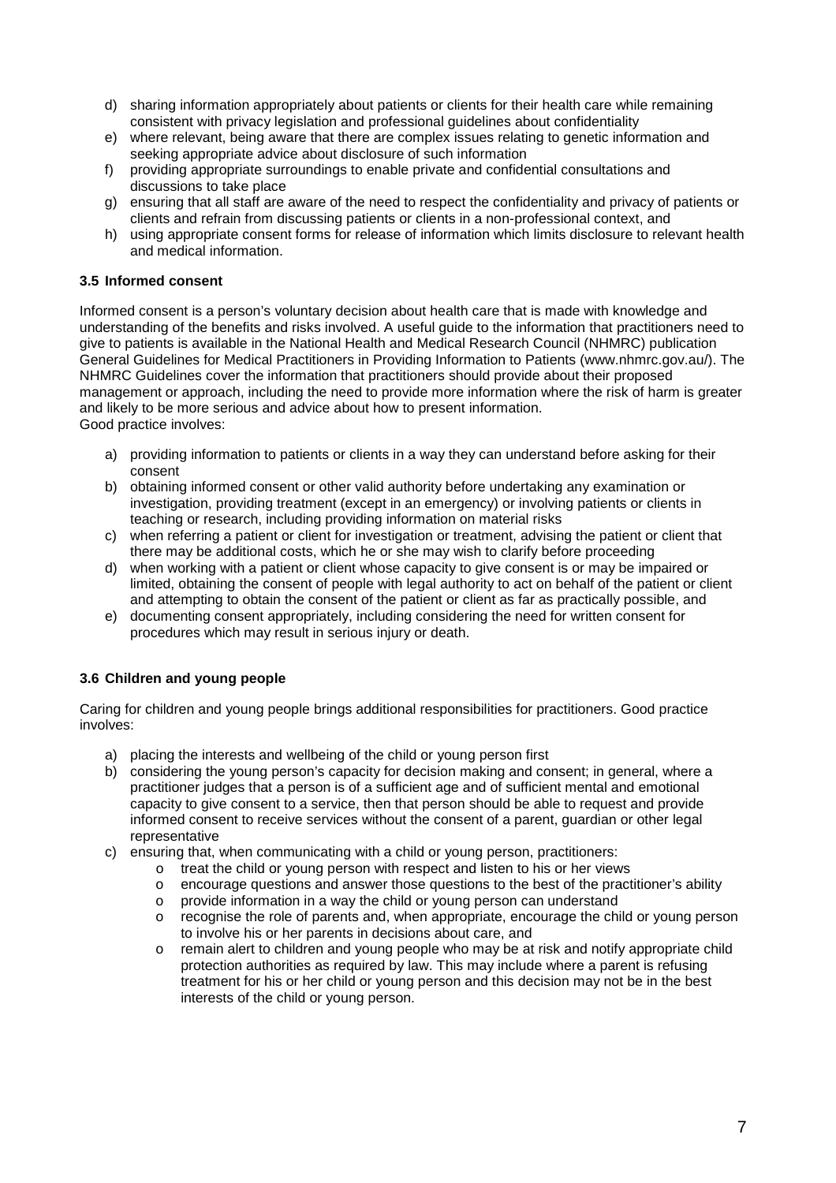d) sharing information appropriately about patients or clients for their health care while remaining consistent with privacy legislation and professional guidelines about confidentiality
e) where relevant, being aware that there are complex issues relating to genetic information and seeking appropriate advice about disclosure of such information
f) providing appropriate surroundings to enable private and confidential consultations and discussions to take place
g) ensuring that all staff are aware of the need to respect the confidentiality and privacy of patients or clients and refrain from discussing patients or clients in a non-professional context, and
h) using appropriate consent forms for release of information which limits disclosure to relevant health and medical information.

### 3.5 Informed consent

Informed consent is a person's voluntary decision about health care that is made with knowledge and understanding of the benefits and risks involved. A useful guide to the information that practitioners need to give to patients is available in the National Health and Medical Research Council (NHMRC) publication General Guidelines for Medical Practitioners in Providing Information to Patients (www.nhmrc.gov.au/). The NHMRC Guidelines cover the information that practitioners should provide about their proposed management or approach, including the need to provide more information where the risk of harm is greater and likely to be more serious and advice about how to present information.
Good practice involves:

a) providing information to patients or clients in a way they can understand before asking for their consent
b) obtaining informed consent or other valid authority before undertaking any examination or investigation, providing treatment (except in an emergency) or involving patients or clients in teaching or research, including providing information on material risks
c) when referring a patient or client for investigation or treatment, advising the patient or client that there may be additional costs, which he or she may wish to clarify before proceeding
d) when working with a patient or client whose capacity to give consent is or may be impaired or limited, obtaining the consent of people with legal authority to act on behalf of the patient or client and attempting to obtain the consent of the patient or client as far as practically possible, and
e) documenting consent appropriately, including considering the need for written consent for procedures which may result in serious injury or death.

### 3.6 Children and young people

Caring for children and young people brings additional responsibilities for practitioners. Good practice involves:

a) placing the interests and wellbeing of the child or young person first
b) considering the young person's capacity for decision making and consent; in general, where a practitioner judges that a person is of a sufficient age and of sufficient mental and emotional capacity to give consent to a service, then that person should be able to request and provide informed consent to receive services without the consent of a parent, guardian or other legal representative
c) ensuring that, when communicating with a child or young person, practitioners:
   - treat the child or young person with respect and listen to his or her views
   - encourage questions and answer those questions to the best of the practitioner's ability
   - provide information in a way the child or young person can understand
   - recognise the role of parents and, when appropriate, encourage the child or young person to involve his or her parents in decisions about care, and
   - remain alert to children and young people who may be at risk and notify appropriate child protection authorities as required by law. This may include where a parent is refusing treatment for his or her child or young person and this decision may not be in the best interests of the child or young person.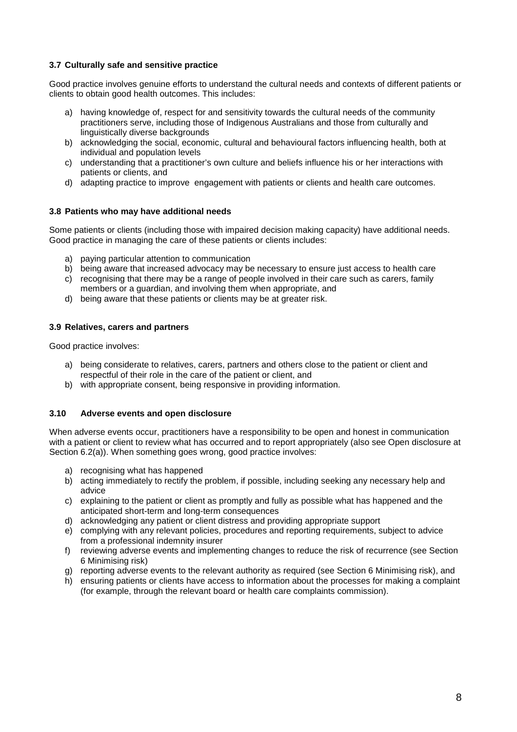### 3.7 Culturally safe and sensitive practice

Good practice involves genuine efforts to understand the cultural needs and contexts of different patients or clients to obtain good health outcomes. This includes:

a) having knowledge of, respect for and sensitivity towards the cultural needs of the community practitioners serve, including those of Indigenous Australians and those from culturally and linguistically diverse backgrounds
b) acknowledging the social, economic, cultural and behavioural factors influencing health, both at individual and population levels
c) understanding that a practitioner's own culture and beliefs influence his or her interactions with patients or clients, and
d) adapting practice to improve engagement with patients or clients and health care outcomes.

### 3.8 Patients who may have additional needs

Some patients or clients (including those with impaired decision making capacity) have additional needs. Good practice in managing the care of these patients or clients includes:

a) paying particular attention to communication
b) being aware that increased advocacy may be necessary to ensure just access to health care
c) recognising that there may be a range of people involved in their care such as carers, family members or a guardian, and involving them when appropriate, and
d) being aware that these patients or clients may be at greater risk.

### 3.9 Relatives, carers and partners

Good practice involves:

a) being considerate to relatives, carers, partners and others close to the patient or client and respectful of their role in the care of the patient or client, and
b) with appropriate consent, being responsive in providing information.

### 3.10 Adverse events and open disclosure

When adverse events occur, practitioners have a responsibility to be open and honest in communication with a patient or client to review what has occurred and to report appropriately (also see Open disclosure at Section 6.2(a)). When something goes wrong, good practice involves:

a) recognising what has happened
b) acting immediately to rectify the problem, if possible, including seeking any necessary help and advice
c) explaining to the patient or client as promptly and fully as possible what has happened and the anticipated short-term and long-term consequences
d) acknowledging any patient or client distress and providing appropriate support
e) complying with any relevant policies, procedures and reporting requirements, subject to advice from a professional indemnity insurer
f) reviewing adverse events and implementing changes to reduce the risk of recurrence (see Section 6 Minimising risk)
g) reporting adverse events to the relevant authority as required (see Section 6 Minimising risk), and
h) ensuring patients or clients have access to information about the processes for making a complaint (for example, through the relevant board or health care complaints commission).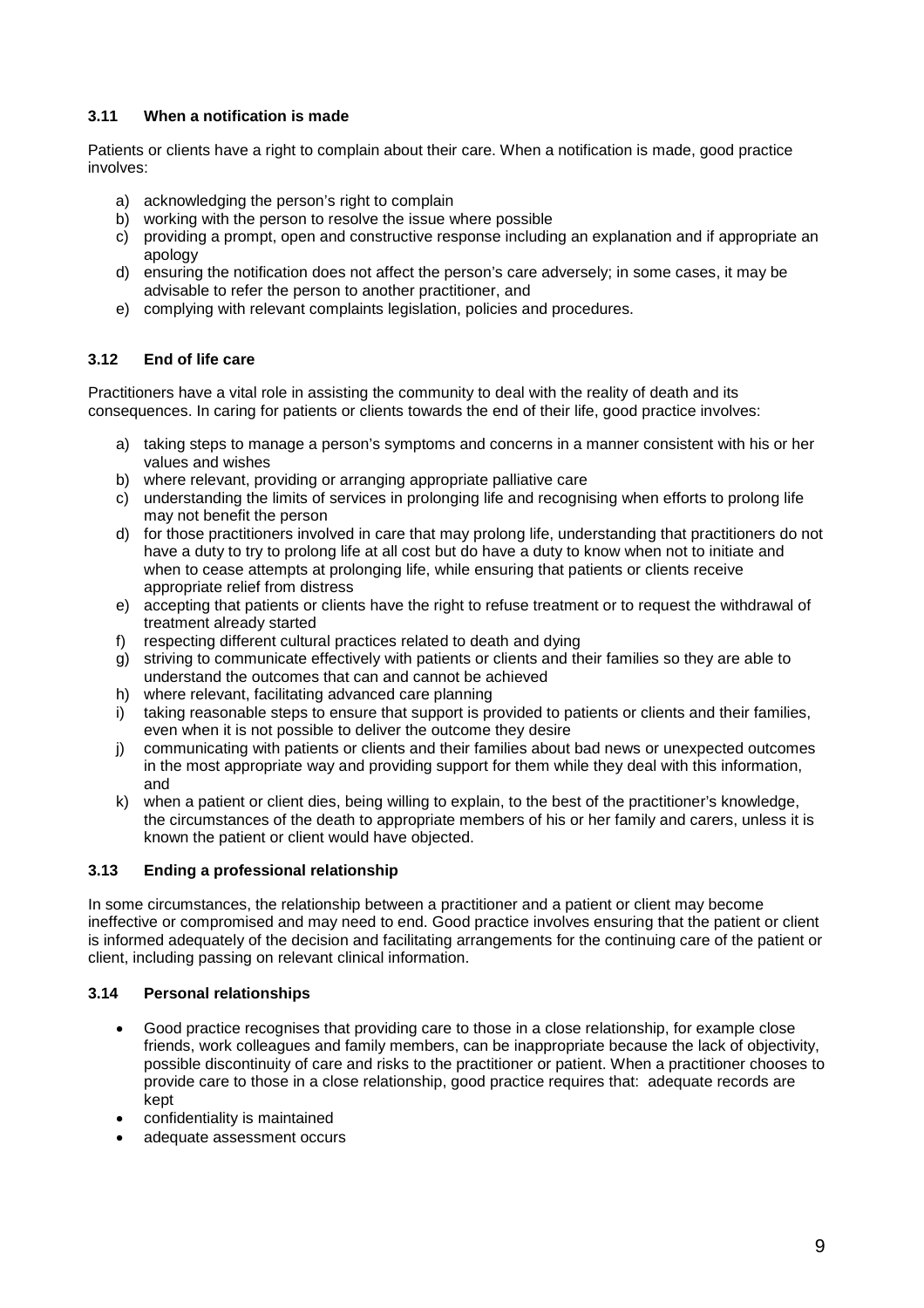### 3.11 When a notification is made

Patients or clients have a right to complain about their care. When a notification is made, good practice involves:

a) acknowledging the person's right to complain
b) working with the person to resolve the issue where possible
c) providing a prompt, open and constructive response including an explanation and if appropriate an apology
d) ensuring the notification does not affect the person's care adversely; in some cases, it may be advisable to refer the person to another practitioner, and
e) complying with relevant complaints legislation, policies and procedures.

### 3.12 End of life care

Practitioners have a vital role in assisting the community to deal with the reality of death and its consequences. In caring for patients or clients towards the end of their life, good practice involves:

a) taking steps to manage a person's symptoms and concerns in a manner consistent with his or her values and wishes
b) where relevant, providing or arranging appropriate palliative care
c) understanding the limits of services in prolonging life and recognising when efforts to prolong life may not benefit the person
d) for those practitioners involved in care that may prolong life, understanding that practitioners do not have a duty to try to prolong life at all cost but do have a duty to know when not to initiate and when to cease attempts at prolonging life, while ensuring that patients or clients receive appropriate relief from distress
e) accepting that patients or clients have the right to refuse treatment or to request the withdrawal of treatment already started
f) respecting different cultural practices related to death and dying
g) striving to communicate effectively with patients or clients and their families so they are able to understand the outcomes that can and cannot be achieved
h) where relevant, facilitating advanced care planning
i) taking reasonable steps to ensure that support is provided to patients or clients and their families, even when it is not possible to deliver the outcome they desire
j) communicating with patients or clients and their families about bad news or unexpected outcomes in the most appropriate way and providing support for them while they deal with this information, and
k) when a patient or client dies, being willing to explain, to the best of the practitioner's knowledge, the circumstances of the death to appropriate members of his or her family and carers, unless it is known the patient or client would have objected.

### 3.13 Ending a professional relationship

In some circumstances, the relationship between a practitioner and a patient or client may become ineffective or compromised and may need to end. Good practice involves ensuring that the patient or client is informed adequately of the decision and facilitating arrangements for the continuing care of the patient or client, including passing on relevant clinical information.

### 3.14 Personal relationships

- Good practice recognises that providing care to those in a close relationship, for example close friends, work colleagues and family members, can be inappropriate because the lack of objectivity, possible discontinuity of care and risks to the practitioner or patient. When a practitioner chooses to provide care to those in a close relationship, good practice requires that: adequate records are kept
- confidentiality is maintained
- adequate assessment occurs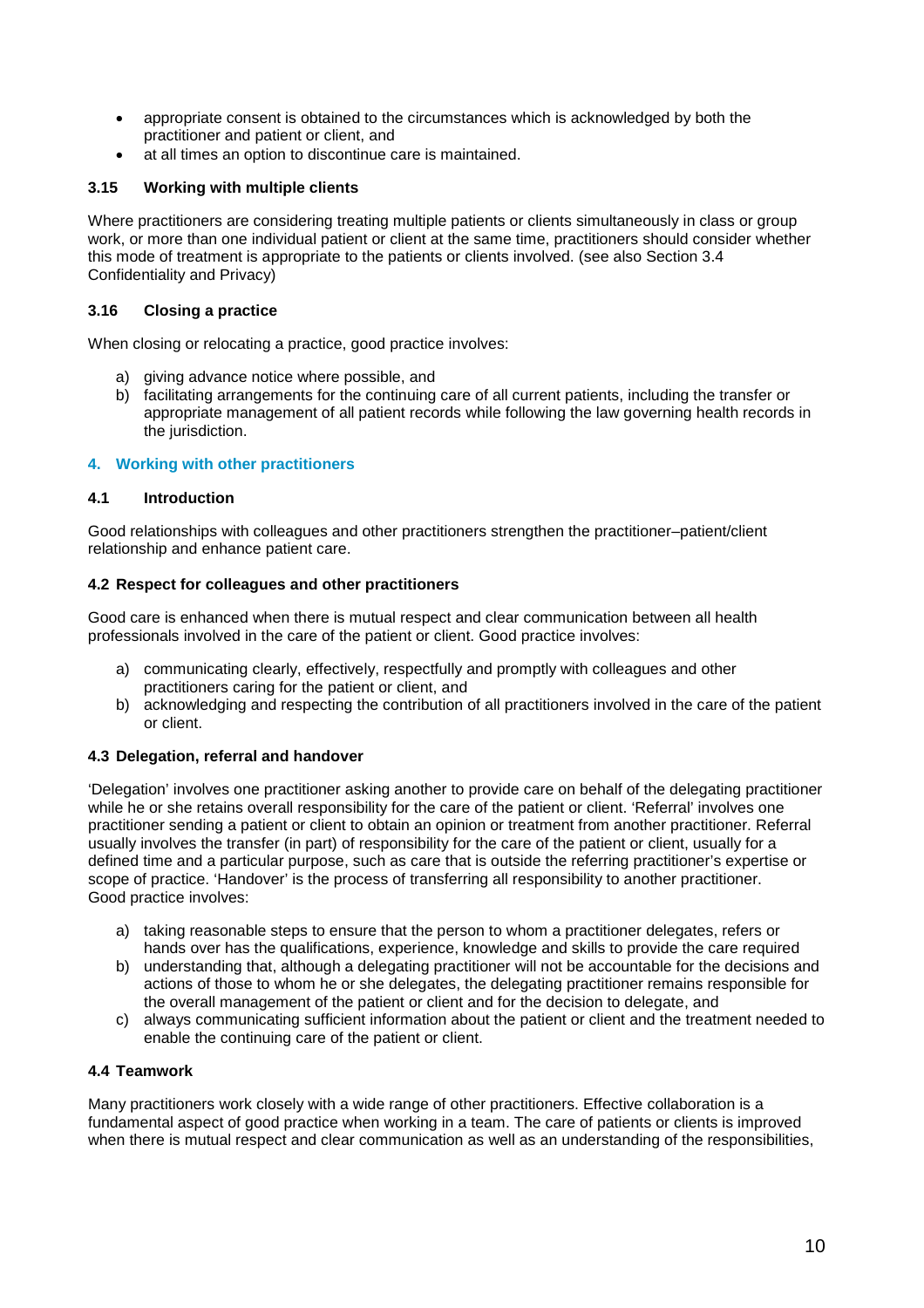- appropriate consent is obtained to the circumstances which is acknowledged by both the practitioner and patient or client, and
- at all times an option to discontinue care is maintained.

### 3.15 Working with multiple clients

Where practitioners are considering treating multiple patients or clients simultaneously in class or group work, or more than one individual patient or client at the same time, practitioners should consider whether this mode of treatment is appropriate to the patients or clients involved. (see also Section 3.4 Confidentiality and Privacy)

### 3.16 Closing a practice

When closing or relocating a practice, good practice involves:

a) giving advance notice where possible, and
b) facilitating arrangements for the continuing care of all current patients, including the transfer or appropriate management of all patient records while following the law governing health records in the jurisdiction.

## 4. Working with other practitioners

### 4.1 Introduction

Good relationships with colleagues and other practitioners strengthen the practitioner–patient/client relationship and enhance patient care.

### 4.2 Respect for colleagues and other practitioners

Good care is enhanced when there is mutual respect and clear communication between all health professionals involved in the care of the patient or client. Good practice involves:

a) communicating clearly, effectively, respectfully and promptly with colleagues and other practitioners caring for the patient or client, and
b) acknowledging and respecting the contribution of all practitioners involved in the care of the patient or client.

### 4.3 Delegation, referral and handover

'Delegation' involves one practitioner asking another to provide care on behalf of the delegating practitioner while he or she retains overall responsibility for the care of the patient or client. 'Referral' involves one practitioner sending a patient or client to obtain an opinion or treatment from another practitioner. Referral usually involves the transfer (in part) of responsibility for the care of the patient or client, usually for a defined time and a particular purpose, such as care that is outside the referring practitioner's expertise or scope of practice. 'Handover' is the process of transferring all responsibility to another practitioner.
Good practice involves:

a) taking reasonable steps to ensure that the person to whom a practitioner delegates, refers or hands over has the qualifications, experience, knowledge and skills to provide the care required
b) understanding that, although a delegating practitioner will not be accountable for the decisions and actions of those to whom he or she delegates, the delegating practitioner remains responsible for the overall management of the patient or client and for the decision to delegate, and
c) always communicating sufficient information about the patient or client and the treatment needed to enable the continuing care of the patient or client.

### 4.4 Teamwork

Many practitioners work closely with a wide range of other practitioners. Effective collaboration is a fundamental aspect of good practice when working in a team. The care of patients or clients is improved when there is mutual respect and clear communication as well as an understanding of the responsibilities,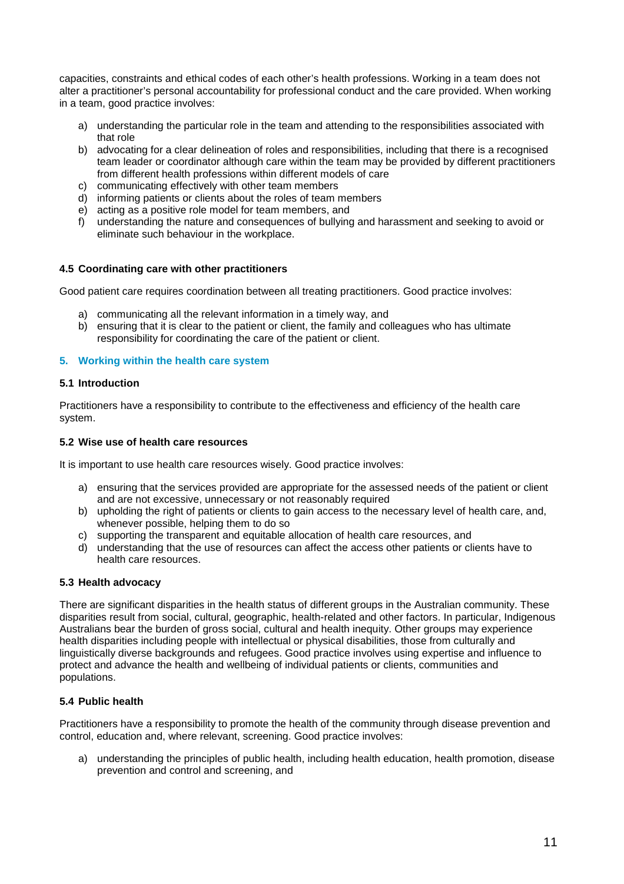capacities, constraints and ethical codes of each other's health professions. Working in a team does not alter a practitioner's personal accountability for professional conduct and the care provided. When working in a team, good practice involves:

a) understanding the particular role in the team and attending to the responsibilities associated with that role
b) advocating for a clear delineation of roles and responsibilities, including that there is a recognised team leader or coordinator although care within the team may be provided by different practitioners from different health professions within different models of care
c) communicating effectively with other team members
d) informing patients or clients about the roles of team members
e) acting as a positive role model for team members, and
f) understanding the nature and consequences of bullying and harassment and seeking to avoid or eliminate such behaviour in the workplace.

### 4.5 Coordinating care with other practitioners

Good patient care requires coordination between all treating practitioners. Good practice involves:

a) communicating all the relevant information in a timely way, and
b) ensuring that it is clear to the patient or client, the family and colleagues who has ultimate responsibility for coordinating the care of the patient or client.

## 5. Working within the health care system

### 5.1 Introduction

Practitioners have a responsibility to contribute to the effectiveness and efficiency of the health care system.

### 5.2 Wise use of health care resources

It is important to use health care resources wisely. Good practice involves:

a) ensuring that the services provided are appropriate for the assessed needs of the patient or client and are not excessive, unnecessary or not reasonably required
b) upholding the right of patients or clients to gain access to the necessary level of health care, and, whenever possible, helping them to do so
c) supporting the transparent and equitable allocation of health care resources, and
d) understanding that the use of resources can affect the access other patients or clients have to health care resources.

### 5.3 Health advocacy

There are significant disparities in the health status of different groups in the Australian community. These disparities result from social, cultural, geographic, health-related and other factors. In particular, Indigenous Australians bear the burden of gross social, cultural and health inequity. Other groups may experience health disparities including people with intellectual or physical disabilities, those from culturally and linguistically diverse backgrounds and refugees. Good practice involves using expertise and influence to protect and advance the health and wellbeing of individual patients or clients, communities and populations.

### 5.4 Public health

Practitioners have a responsibility to promote the health of the community through disease prevention and control, education and, where relevant, screening. Good practice involves:

a) understanding the principles of public health, including health education, health promotion, disease prevention and control and screening, and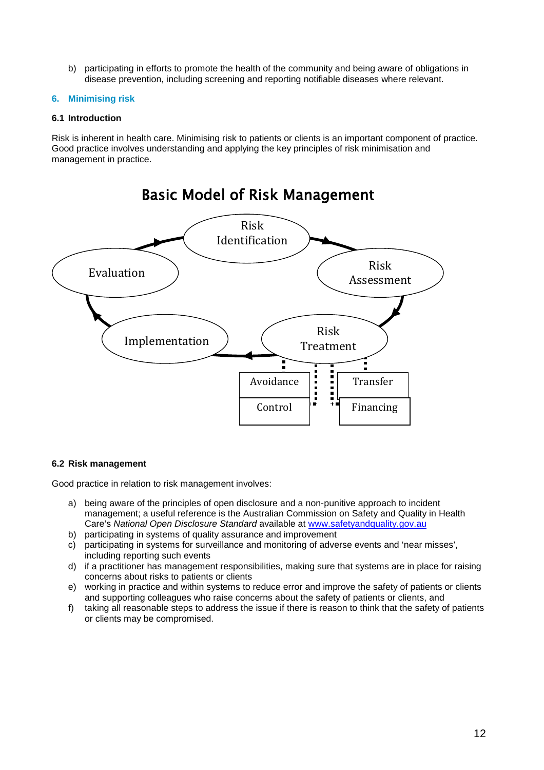b) participating in efforts to promote the health of the community and being aware of obligations in disease prevention, including screening and reporting notifiable diseases where relevant.

## 6. Minimising risk

### 6.1 Introduction

Risk is inherent in health care. Minimising risk to patients or clients is an important component of practice. Good practice involves understanding and applying the key principles of risk minimisation and management in practice.

**Basic Model of Risk Management**

Risk Identification → Risk Assessment → Risk Treatment → Implementation → Evaluation → Risk Identification

Risk Treatment: Avoidance, Control, Transfer, Financing

### 6.2 Risk management

Good practice in relation to risk management involves:

a) being aware of the principles of open disclosure and a non-punitive approach to incident management; a useful reference is the Australian Commission on Safety and Quality in Health Care's *National Open Disclosure Standard* available at www.safetyandquality.gov.au
b) participating in systems of quality assurance and improvement
c) participating in systems for surveillance and monitoring of adverse events and 'near misses', including reporting such events
d) if a practitioner has management responsibilities, making sure that systems are in place for raising concerns about risks to patients or clients
e) working in practice and within systems to reduce error and improve the safety of patients or clients and supporting colleagues who raise concerns about the safety of patients or clients, and
f) taking all reasonable steps to address the issue if there is reason to think that the safety of patients or clients may be compromised.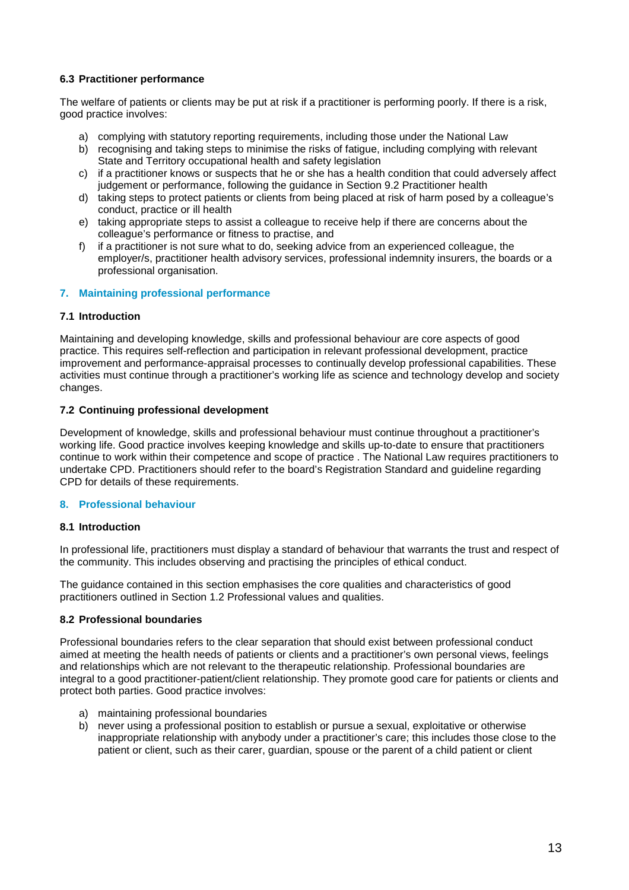### 6.3 Practitioner performance

The welfare of patients or clients may be put at risk if a practitioner is performing poorly. If there is a risk, good practice involves:

a) complying with statutory reporting requirements, including those under the National Law
b) recognising and taking steps to minimise the risks of fatigue, including complying with relevant State and Territory occupational health and safety legislation
c) if a practitioner knows or suspects that he or she has a health condition that could adversely affect judgement or performance, following the guidance in Section 9.2 Practitioner health
d) taking steps to protect patients or clients from being placed at risk of harm posed by a colleague's conduct, practice or ill health
e) taking appropriate steps to assist a colleague to receive help if there are concerns about the colleague's performance or fitness to practise, and
f) if a practitioner is not sure what to do, seeking advice from an experienced colleague, the employer/s, practitioner health advisory services, professional indemnity insurers, the boards or a professional organisation.

## 7. Maintaining professional performance

### 7.1 Introduction

Maintaining and developing knowledge, skills and professional behaviour are core aspects of good practice. This requires self-reflection and participation in relevant professional development, practice improvement and performance-appraisal processes to continually develop professional capabilities. These activities must continue through a practitioner's working life as science and technology develop and society changes.

### 7.2 Continuing professional development

Development of knowledge, skills and professional behaviour must continue throughout a practitioner's working life. Good practice involves keeping knowledge and skills up-to-date to ensure that practitioners continue to work within their competence and scope of practice . The National Law requires practitioners to undertake CPD. Practitioners should refer to the board's Registration Standard and guideline regarding CPD for details of these requirements.

## 8. Professional behaviour

### 8.1 Introduction

In professional life, practitioners must display a standard of behaviour that warrants the trust and respect of the community. This includes observing and practising the principles of ethical conduct.

The guidance contained in this section emphasises the core qualities and characteristics of good practitioners outlined in Section 1.2 Professional values and qualities.

### 8.2 Professional boundaries

Professional boundaries refers to the clear separation that should exist between professional conduct aimed at meeting the health needs of patients or clients and a practitioner's own personal views, feelings and relationships which are not relevant to the therapeutic relationship. Professional boundaries are integral to a good practitioner-patient/client relationship. They promote good care for patients or clients and protect both parties. Good practice involves:

a) maintaining professional boundaries
b) never using a professional position to establish or pursue a sexual, exploitative or otherwise inappropriate relationship with anybody under a practitioner's care; this includes those close to the patient or client, such as their carer, guardian, spouse or the parent of a child patient or client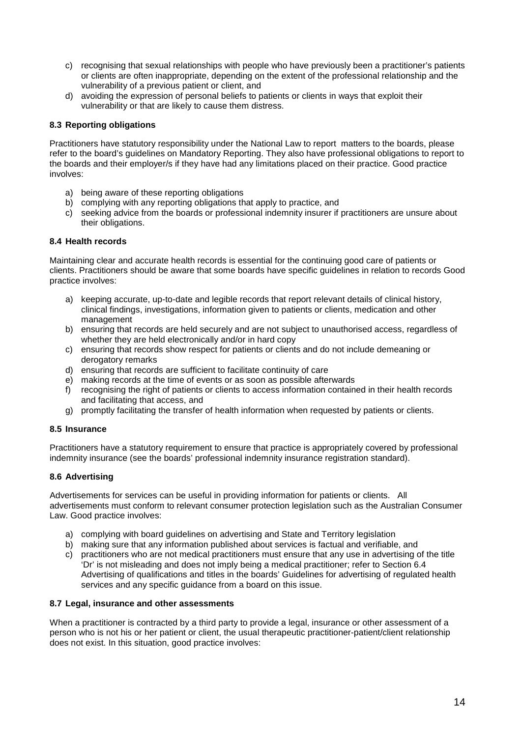c) recognising that sexual relationships with people who have previously been a practitioner's patients or clients are often inappropriate, depending on the extent of the professional relationship and the vulnerability of a previous patient or client, and
d) avoiding the expression of personal beliefs to patients or clients in ways that exploit their vulnerability or that are likely to cause them distress.

### 8.3 Reporting obligations

Practitioners have statutory responsibility under the National Law to report matters to the boards, please refer to the board's guidelines on Mandatory Reporting. They also have professional obligations to report to the boards and their employer/s if they have had any limitations placed on their practice. Good practice involves:

a) being aware of these reporting obligations
b) complying with any reporting obligations that apply to practice, and
c) seeking advice from the boards or professional indemnity insurer if practitioners are unsure about their obligations.

### 8.4 Health records

Maintaining clear and accurate health records is essential for the continuing good care of patients or clients. Practitioners should be aware that some boards have specific guidelines in relation to records Good practice involves:

a) keeping accurate, up-to-date and legible records that report relevant details of clinical history, clinical findings, investigations, information given to patients or clients, medication and other management
b) ensuring that records are held securely and are not subject to unauthorised access, regardless of whether they are held electronically and/or in hard copy
c) ensuring that records show respect for patients or clients and do not include demeaning or derogatory remarks
d) ensuring that records are sufficient to facilitate continuity of care
e) making records at the time of events or as soon as possible afterwards
f) recognising the right of patients or clients to access information contained in their health records and facilitating that access, and
g) promptly facilitating the transfer of health information when requested by patients or clients.

### 8.5 Insurance

Practitioners have a statutory requirement to ensure that practice is appropriately covered by professional indemnity insurance (see the boards' professional indemnity insurance registration standard).

### 8.6 Advertising

Advertisements for services can be useful in providing information for patients or clients. All advertisements must conform to relevant consumer protection legislation such as the Australian Consumer Law. Good practice involves:

a) complying with board guidelines on advertising and State and Territory legislation
b) making sure that any information published about services is factual and verifiable, and
c) practitioners who are not medical practitioners must ensure that any use in advertising of the title 'Dr' is not misleading and does not imply being a medical practitioner; refer to Section 6.4 Advertising of qualifications and titles in the boards' Guidelines for advertising of regulated health services and any specific guidance from a board on this issue.

### 8.7 Legal, insurance and other assessments

When a practitioner is contracted by a third party to provide a legal, insurance or other assessment of a person who is not his or her patient or client, the usual therapeutic practitioner-patient/client relationship does not exist. In this situation, good practice involves: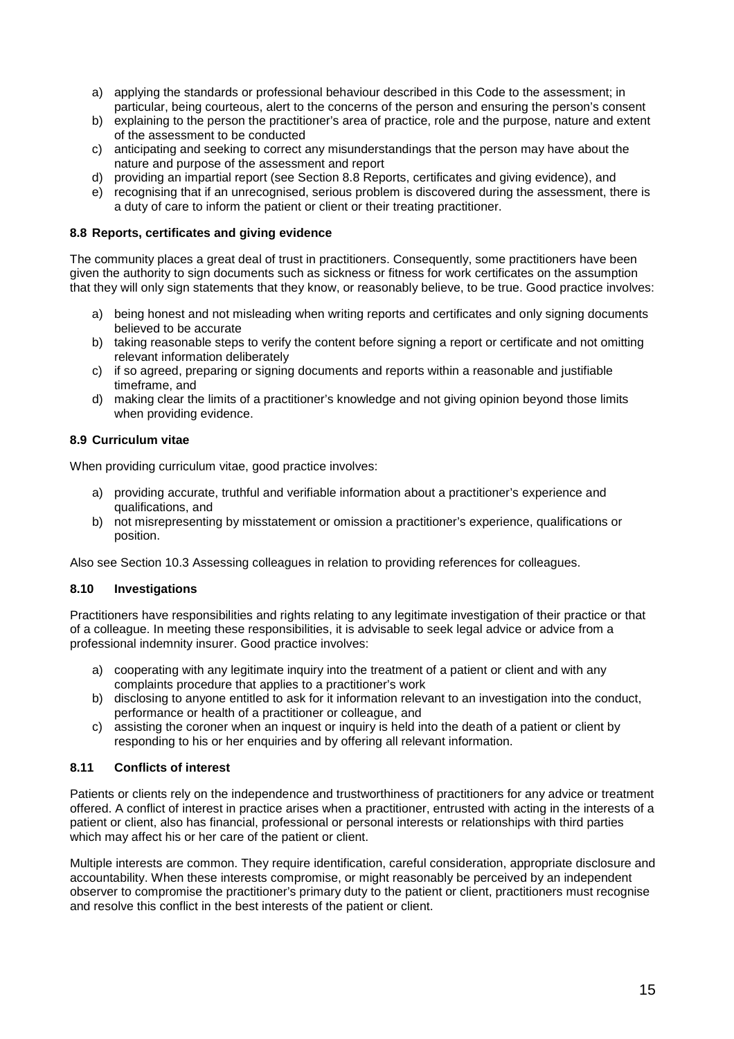a) applying the standards or professional behaviour described in this Code to the assessment; in particular, being courteous, alert to the concerns of the person and ensuring the person's consent
b) explaining to the person the practitioner's area of practice, role and the purpose, nature and extent of the assessment to be conducted
c) anticipating and seeking to correct any misunderstandings that the person may have about the nature and purpose of the assessment and report
d) providing an impartial report (see Section 8.8 Reports, certificates and giving evidence), and
e) recognising that if an unrecognised, serious problem is discovered during the assessment, there is a duty of care to inform the patient or client or their treating practitioner.

### 8.8 Reports, certificates and giving evidence

The community places a great deal of trust in practitioners. Consequently, some practitioners have been given the authority to sign documents such as sickness or fitness for work certificates on the assumption that they will only sign statements that they know, or reasonably believe, to be true. Good practice involves:

a) being honest and not misleading when writing reports and certificates and only signing documents believed to be accurate
b) taking reasonable steps to verify the content before signing a report or certificate and not omitting relevant information deliberately
c) if so agreed, preparing or signing documents and reports within a reasonable and justifiable timeframe, and
d) making clear the limits of a practitioner's knowledge and not giving opinion beyond those limits when providing evidence.

### 8.9 Curriculum vitae

When providing curriculum vitae, good practice involves:

a) providing accurate, truthful and verifiable information about a practitioner's experience and qualifications, and
b) not misrepresenting by misstatement or omission a practitioner's experience, qualifications or position.

Also see Section 10.3 Assessing colleagues in relation to providing references for colleagues.

### 8.10 Investigations

Practitioners have responsibilities and rights relating to any legitimate investigation of their practice or that of a colleague. In meeting these responsibilities, it is advisable to seek legal advice or advice from a professional indemnity insurer. Good practice involves:

a) cooperating with any legitimate inquiry into the treatment of a patient or client and with any complaints procedure that applies to a practitioner's work
b) disclosing to anyone entitled to ask for it information relevant to an investigation into the conduct, performance or health of a practitioner or colleague, and
c) assisting the coroner when an inquest or inquiry is held into the death of a patient or client by responding to his or her enquiries and by offering all relevant information.

### 8.11 Conflicts of interest

Patients or clients rely on the independence and trustworthiness of practitioners for any advice or treatment offered. A conflict of interest in practice arises when a practitioner, entrusted with acting in the interests of a patient or client, also has financial, professional or personal interests or relationships with third parties which may affect his or her care of the patient or client.

Multiple interests are common. They require identification, careful consideration, appropriate disclosure and accountability. When these interests compromise, or might reasonably be perceived by an independent observer to compromise the practitioner's primary duty to the patient or client, practitioners must recognise and resolve this conflict in the best interests of the patient or client.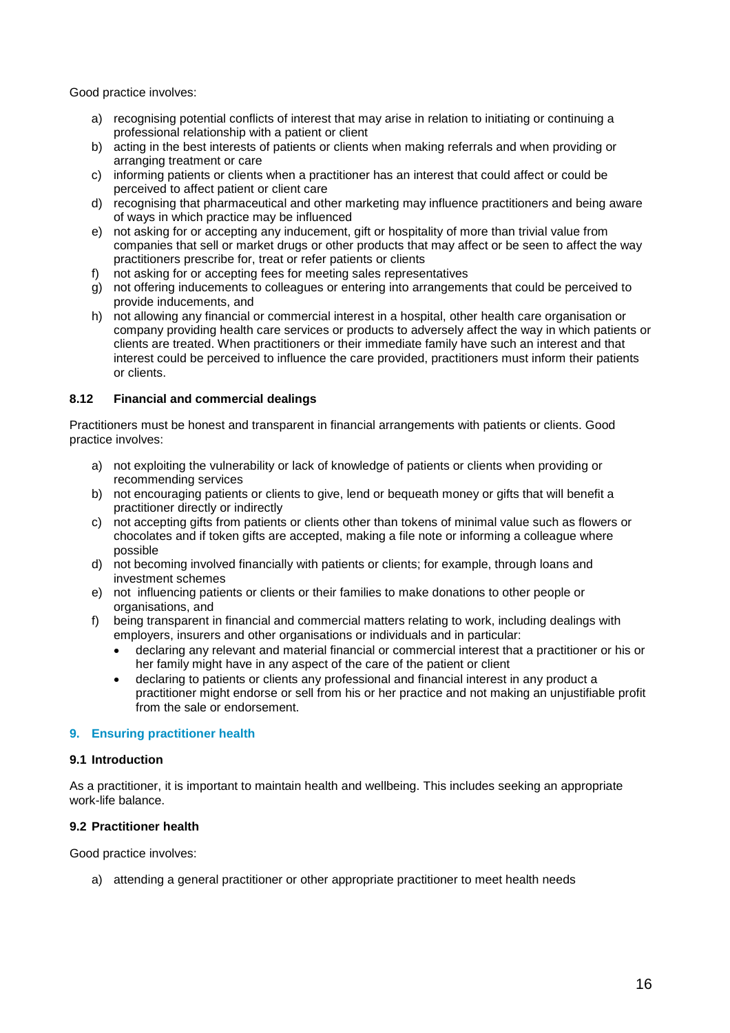Good practice involves:

a) recognising potential conflicts of interest that may arise in relation to initiating or continuing a professional relationship with a patient or client
b) acting in the best interests of patients or clients when making referrals and when providing or arranging treatment or care
c) informing patients or clients when a practitioner has an interest that could affect or could be perceived to affect patient or client care
d) recognising that pharmaceutical and other marketing may influence practitioners and being aware of ways in which practice may be influenced
e) not asking for or accepting any inducement, gift or hospitality of more than trivial value from companies that sell or market drugs or other products that may affect or be seen to affect the way practitioners prescribe for, treat or refer patients or clients
f) not asking for or accepting fees for meeting sales representatives
g) not offering inducements to colleagues or entering into arrangements that could be perceived to provide inducements, and
h) not allowing any financial or commercial interest in a hospital, other health care organisation or company providing health care services or products to adversely affect the way in which patients or clients are treated. When practitioners or their immediate family have such an interest and that interest could be perceived to influence the care provided, practitioners must inform their patients or clients.

### 8.12 Financial and commercial dealings

Practitioners must be honest and transparent in financial arrangements with patients or clients. Good practice involves:

a) not exploiting the vulnerability or lack of knowledge of patients or clients when providing or recommending services
b) not encouraging patients or clients to give, lend or bequeath money or gifts that will benefit a practitioner directly or indirectly
c) not accepting gifts from patients or clients other than tokens of minimal value such as flowers or chocolates and if token gifts are accepted, making a file note or informing a colleague where possible
d) not becoming involved financially with patients or clients; for example, through loans and investment schemes
e) not influencing patients or clients or their families to make donations to other people or organisations, and
f) being transparent in financial and commercial matters relating to work, including dealings with employers, insurers and other organisations or individuals and in particular:
   - declaring any relevant and material financial or commercial interest that a practitioner or his or her family might have in any aspect of the care of the patient or client
   - declaring to patients or clients any professional and financial interest in any product a practitioner might endorse or sell from his or her practice and not making an unjustifiable profit from the sale or endorsement.

## 9. Ensuring practitioner health

### 9.1 Introduction

As a practitioner, it is important to maintain health and wellbeing. This includes seeking an appropriate work-life balance.

### 9.2 Practitioner health

Good practice involves:

a) attending a general practitioner or other appropriate practitioner to meet health needs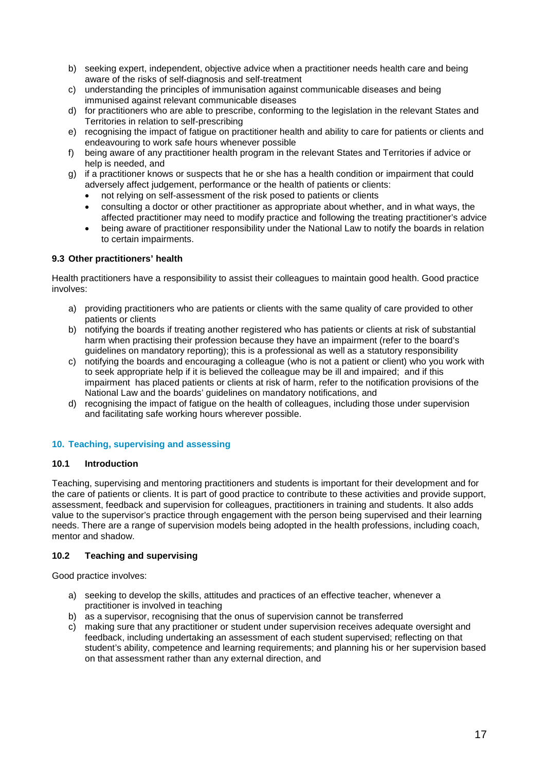b) seeking expert, independent, objective advice when a practitioner needs health care and being aware of the risks of self-diagnosis and self-treatment
c) understanding the principles of immunisation against communicable diseases and being immunised against relevant communicable diseases
d) for practitioners who are able to prescribe, conforming to the legislation in the relevant States and Territories in relation to self-prescribing
e) recognising the impact of fatigue on practitioner health and ability to care for patients or clients and endeavouring to work safe hours whenever possible
f) being aware of any practitioner health program in the relevant States and Territories if advice or help is needed, and
g) if a practitioner knows or suspects that he or she has a health condition or impairment that could adversely affect judgement, performance or the health of patients or clients:
   - not relying on self-assessment of the risk posed to patients or clients
   - consulting a doctor or other practitioner as appropriate about whether, and in what ways, the affected practitioner may need to modify practice and following the treating practitioner's advice
   - being aware of practitioner responsibility under the National Law to notify the boards in relation to certain impairments.

### 9.3 Other practitioners' health

Health practitioners have a responsibility to assist their colleagues to maintain good health. Good practice involves:

a) providing practitioners who are patients or clients with the same quality of care provided to other patients or clients
b) notifying the boards if treating another registered who has patients or clients at risk of substantial harm when practising their profession because they have an impairment (refer to the board's guidelines on mandatory reporting); this is a professional as well as a statutory responsibility
c) notifying the boards and encouraging a colleague (who is not a patient or client) who you work with to seek appropriate help if it is believed the colleague may be ill and impaired; and if this impairment has placed patients or clients at risk of harm, refer to the notification provisions of the National Law and the boards' guidelines on mandatory notifications, and
d) recognising the impact of fatigue on the health of colleagues, including those under supervision and facilitating safe working hours wherever possible.

## 10. Teaching, supervising and assessing

### 10.1 Introduction

Teaching, supervising and mentoring practitioners and students is important for their development and for the care of patients or clients. It is part of good practice to contribute to these activities and provide support, assessment, feedback and supervision for colleagues, practitioners in training and students. It also adds value to the supervisor's practice through engagement with the person being supervised and their learning needs. There are a range of supervision models being adopted in the health professions, including coach, mentor and shadow.

### 10.2 Teaching and supervising

Good practice involves:

a) seeking to develop the skills, attitudes and practices of an effective teacher, whenever a practitioner is involved in teaching
b) as a supervisor, recognising that the onus of supervision cannot be transferred
c) making sure that any practitioner or student under supervision receives adequate oversight and feedback, including undertaking an assessment of each student supervised; reflecting on that student's ability, competence and learning requirements; and planning his or her supervision based on that assessment rather than any external direction, and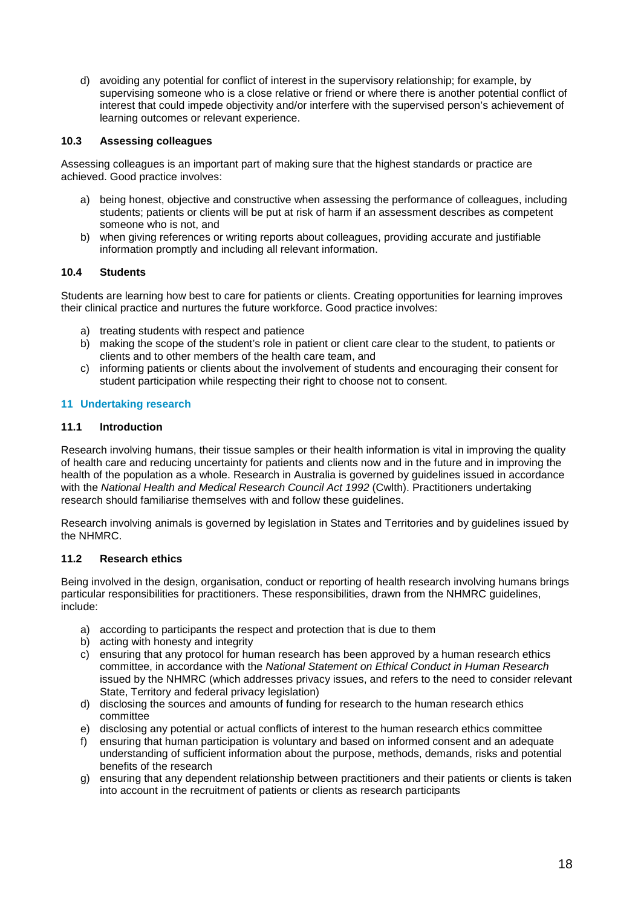d) avoiding any potential for conflict of interest in the supervisory relationship; for example, by supervising someone who is a close relative or friend or where there is another potential conflict of interest that could impede objectivity and/or interfere with the supervised person's achievement of learning outcomes or relevant experience.

### 10.3 Assessing colleagues

Assessing colleagues is an important part of making sure that the highest standards or practice are achieved. Good practice involves:

a) being honest, objective and constructive when assessing the performance of colleagues, including students; patients or clients will be put at risk of harm if an assessment describes as competent someone who is not, and
b) when giving references or writing reports about colleagues, providing accurate and justifiable information promptly and including all relevant information.

### 10.4 Students

Students are learning how best to care for patients or clients. Creating opportunities for learning improves their clinical practice and nurtures the future workforce. Good practice involves:

a) treating students with respect and patience
b) making the scope of the student's role in patient or client care clear to the student, to patients or clients and to other members of the health care team, and
c) informing patients or clients about the involvement of students and encouraging their consent for student participation while respecting their right to choose not to consent.

## 11 Undertaking research

### 11.1 Introduction

Research involving humans, their tissue samples or their health information is vital in improving the quality of health care and reducing uncertainty for patients and clients now and in the future and in improving the health of the population as a whole. Research in Australia is governed by guidelines issued in accordance with the *National Health and Medical Research Council Act 1992* (Cwlth). Practitioners undertaking research should familiarise themselves with and follow these guidelines.

Research involving animals is governed by legislation in States and Territories and by guidelines issued by the NHMRC.

### 11.2 Research ethics

Being involved in the design, organisation, conduct or reporting of health research involving humans brings particular responsibilities for practitioners. These responsibilities, drawn from the NHMRC guidelines, include:

a) according to participants the respect and protection that is due to them
b) acting with honesty and integrity
c) ensuring that any protocol for human research has been approved by a human research ethics committee, in accordance with the *National Statement on Ethical Conduct in Human Research* issued by the NHMRC (which addresses privacy issues, and refers to the need to consider relevant State, Territory and federal privacy legislation)
d) disclosing the sources and amounts of funding for research to the human research ethics committee
e) disclosing any potential or actual conflicts of interest to the human research ethics committee
f) ensuring that human participation is voluntary and based on informed consent and an adequate understanding of sufficient information about the purpose, methods, demands, risks and potential benefits of the research
g) ensuring that any dependent relationship between practitioners and their patients or clients is taken into account in the recruitment of patients or clients as research participants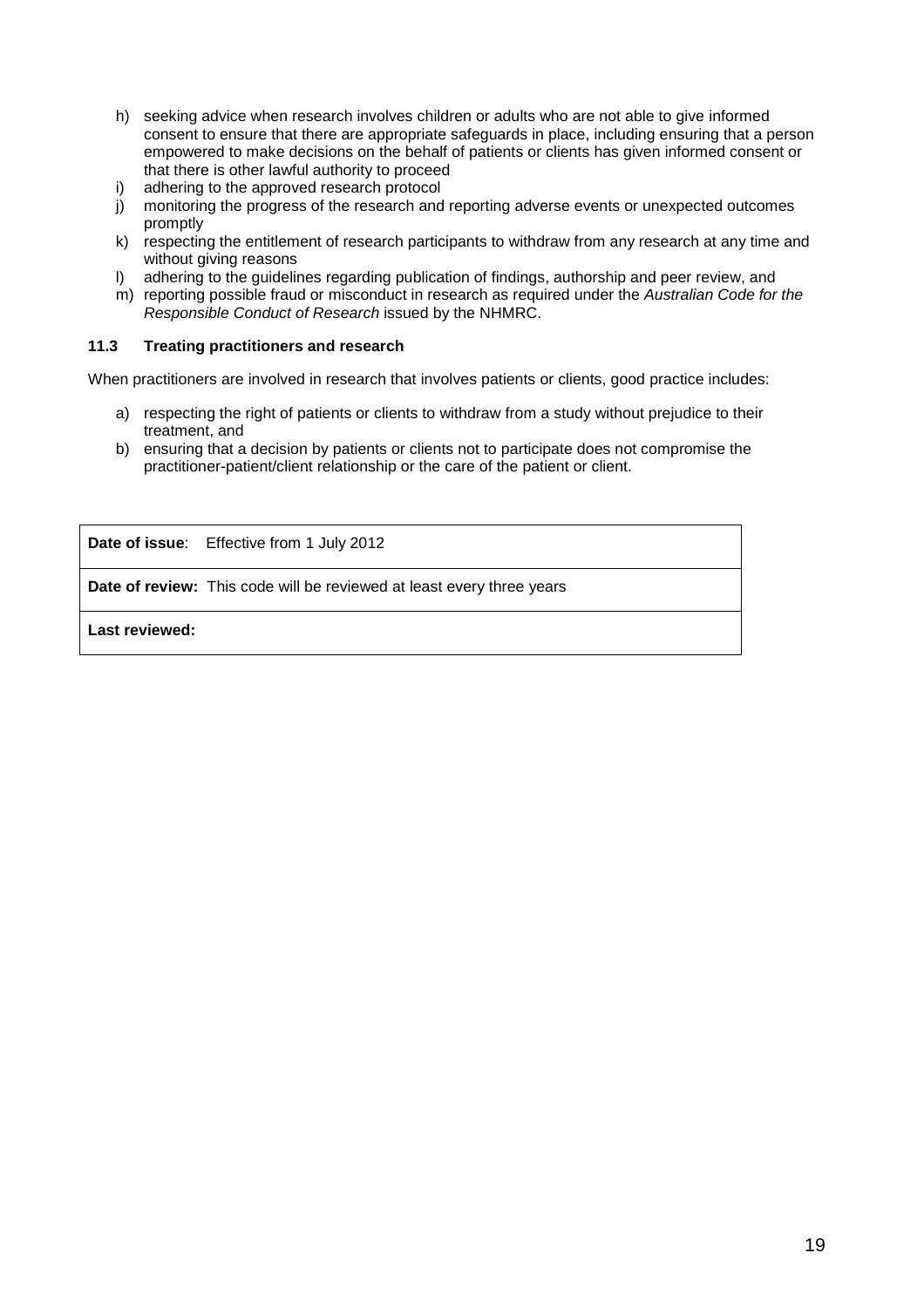h) seeking advice when research involves children or adults who are not able to give informed consent to ensure that there are appropriate safeguards in place, including ensuring that a person empowered to make decisions on the behalf of patients or clients has given informed consent or that there is other lawful authority to proceed
i) adhering to the approved research protocol
j) monitoring the progress of the research and reporting adverse events or unexpected outcomes promptly
k) respecting the entitlement of research participants to withdraw from any research at any time and without giving reasons
l) adhering to the guidelines regarding publication of findings, authorship and peer review, and
m) reporting possible fraud or misconduct in research as required under the *Australian Code for the Responsible Conduct of Research* issued by the NHMRC.

### 11.3 Treating practitioners and research

When practitioners are involved in research that involves patients or clients, good practice includes:

a) respecting the right of patients or clients to withdraw from a study without prejudice to their treatment, and
b) ensuring that a decision by patients or clients not to participate does not compromise the practitioner-patient/client relationship or the care of the patient or client.

| |
|---|
| **Date of issue**: Effective from 1 July 2012 |
| **Date of review:** This code will be reviewed at least every three years |
| **Last reviewed:** |